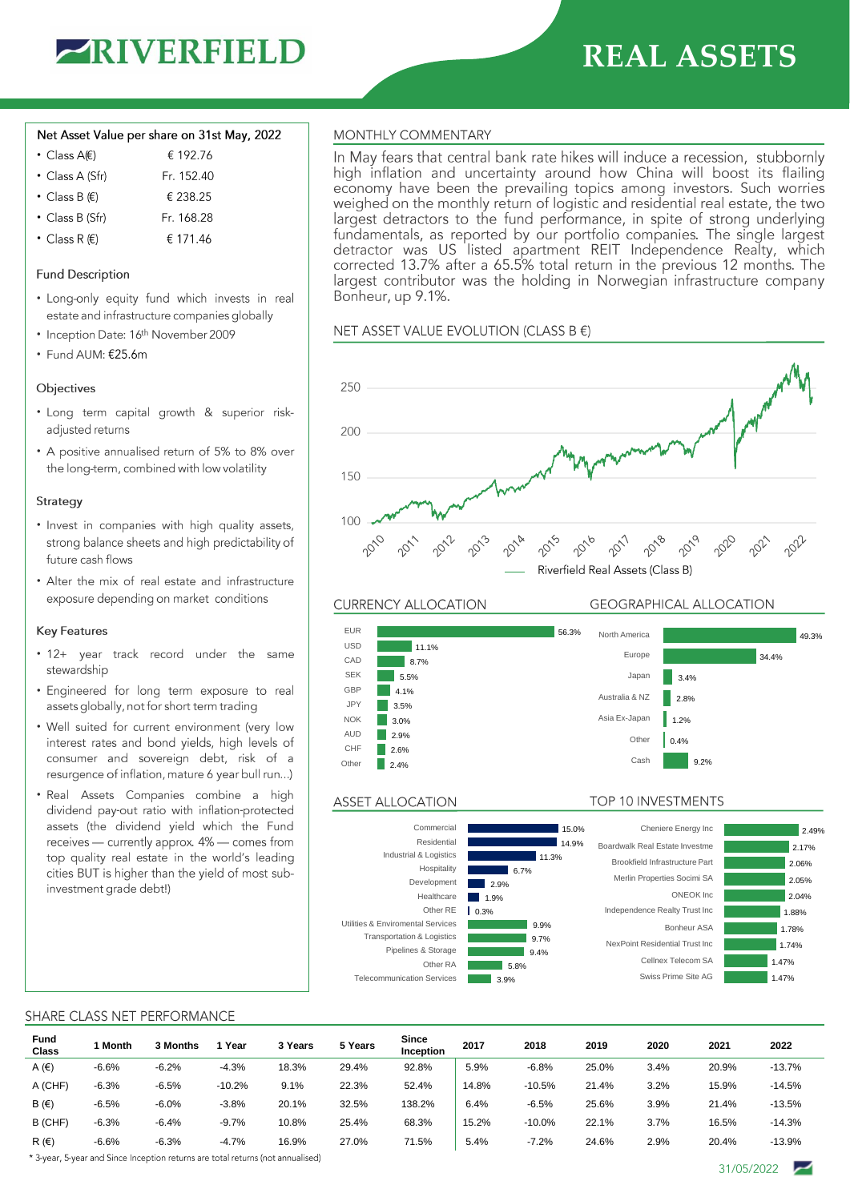# RIVERFIELD

# REAL ASSETS

## Net Asset Value per share on 31st May, 2022

- Class A(€) € 192.76
- Class A (Sfr) Fr. 152.40
- Class B (€) € 238.25
- Class B (Sfr) Fr. 168.28
- Class R (€) € 171.46

### Fund Description

- Long-only equity fund which invests in real estate and infrastructure companies globally
- Inception Date: 16th November 2009
- Fund AUM: €25.6m

### Objectives

- Long term capital growth & superior risk-adjusted returns
- A positive annualised return of 5% to 8% over the long-term, combined with low volatility

### Strategy

- Invest in companies with high quality assets, strong balance sheets and high predictability of future cash flows
- Alter the mix of real estate and infrastructure exposure depending on market conditions

### Key Features

- 12+ year track record under the same stewardship
- Engineered for long term exposure to real assets globally, not for short term trading
- Well suited for current environment (very low interest rates and bond yields, high levels of consumer and sovereign debt, risk of a resurgence of inflation, mature 6 year bull run...)
- Real Assets Companies combine a high dividend pay-out ratio with inflation-protected assets (the dividend yield which the Fund receives — currently approx. 4% — comes from top quality real estate in the world's leading cities BUT is higher than the yield of most sub-investment grade debt!)

## MONTHLY COMMENTARY

In May fears that central bank rate hikes will induce a recession, stubbornly high inflation and uncertainty around how China will boost its flailing economy have been the prevailing topics among investors. Such worries weighed on the monthly return of logistic and residential real estate, the two largest detractors to the fund performance, in spite of strong underlying fundamentals, as reported by our portfolio companies. The single largest detractor was US listed apartment REIT Independence Realty, which corrected 13.7% after a 65.5% total return in the previous 12 months. The largest contributor was the holding in Norwegian infrastructure company Bonheur, up 9.1%.

## NET ASSET VALUE EVOLUTION (CLASS B €)

Riverfield Real Assets (Class B)

## CURRENCY ALLOCATION

| Currency | % |
|---|---|
| EUR | 56.3% |
| USD | 11.1% |
| CAD | 8.7% |
| SEK | 5.5% |
| GBP | 4.1% |
| JPY | 3.5% |
| NOK | 3.0% |
| AUD | 2.9% |
| CHF | 2.6% |
| Other | 2.4% |

## GEOGRAPHICAL ALLOCATION

| Region | % |
|---|---|
| North America | 49.3% |
| Europe | 34.4% |
| Japan | 3.4% |
| Australia & NZ | 2.8% |
| Asia Ex-Japan | 1.2% |
| Other | 0.4% |
| Cash | 9.2% |

## ASSET ALLOCATION

| Sector | % |
|---|---|
| Commercial | 15.0% |
| Residential | 14.9% |
| Industrial & Logistics | 11.3% |
| Hospitality | 6.7% |
| Development | 2.9% |
| Healthcare | 1.9% |
| Other RE | 0.3% |
| Utilities & Enviromental Services | 9.9% |
| Transportation & Logistics | 9.7% |
| Pipelines & Storage | 9.4% |
| Other RA | 5.8% |
| Telecommunication Services | 3.9% |

## TOP 10 INVESTMENTS

| Company | % |
|---|---|
| Cheniere Energy Inc | 2.49% |
| Boardwalk Real Estate Investme | 2.17% |
| Brookfield Infrastructure Part | 2.06% |
| Merlin Properties Socimi SA | 2.05% |
| ONEOK Inc | 2.04% |
| Independence Realty Trust Inc | 1.88% |
| Bonheur ASA | 1.78% |
| NexPoint Residential Trust Inc | 1.74% |
| Cellnex Telecom SA | 1.47% |
| Swiss Prime Site AG | 1.47% |

## SHARE CLASS NET PERFORMANCE

| Fund Class | 1 Month | 3 Months | 1 Year | 3 Years | 5 Years | Since Inception | 2017 | 2018 | 2019 | 2020 | 2021 | 2022 |
|---|---|---|---|---|---|---|---|---|---|---|---|---|
| A (€) | -6.6% | -6.2% | -4.3% | 18.3% | 29.4% | 92.8% | 5.9% | -6.8% | 25.0% | 3.4% | 20.9% | -13.7% |
| A (CHF) | -6.3% | -6.5% | -10.2% | 9.1% | 22.3% | 52.4% | 14.8% | -10.5% | 21.4% | 3.2% | 15.9% | -14.5% |
| B (€) | -6.5% | -6.0% | -3.8% | 20.1% | 32.5% | 138.2% | 6.4% | -6.5% | 25.6% | 3.9% | 21.4% | -13.5% |
| B (CHF) | -6.3% | -6.4% | -9.7% | 10.8% | 25.4% | 68.3% | 15.2% | -10.0% | 22.1% | 3.7% | 16.5% | -14.3% |
| R (€) | -6.6% | -6.3% | -4.7% | 16.9% | 27.0% | 71.5% | 5.4% | -7.2% | 24.6% | 2.9% | 20.4% | -13.9% |

* 3-year, 5-year and Since Inception returns are total returns (not annualised)

31/05/2022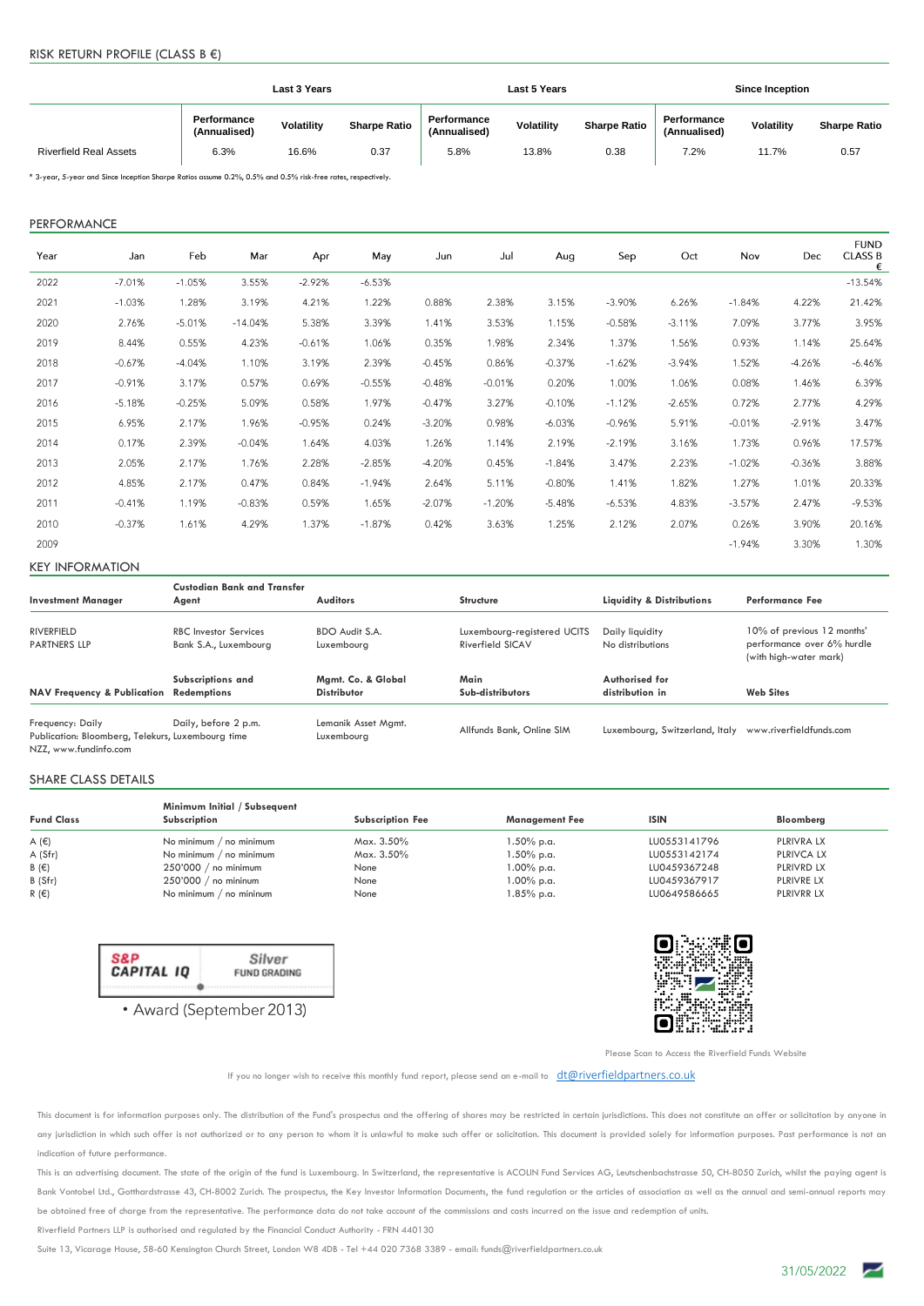## RISK RETURN PROFILE (CLASS B €)

| | Last 3 Years | | | Last 5 Years | | | Since Inception | | |
|---|---|---|---|---|---|---|---|---|---|
| | Performance (Annualised) | Volatility | Sharpe Ratio | Performance (Annualised) | Volatility | Sharpe Ratio | Performance (Annualised) | Volatility | Sharpe Ratio |
| Riverfield Real Assets | 6.3% | 16.6% | 0.37 | 5.8% | 13.8% | 0.38 | 7.2% | 11.7% | 0.57 |

* 3-year, 5-year and Since Inception Sharpe Ratios assume 0.2%, 0.5% and 0.5% risk-free rates, respectively.

## PERFORMANCE

| Year | Jan | Feb | Mar | Apr | May | Jun | Jul | Aug | Sep | Oct | Nov | Dec | FUND CLASS B € |
|---|---|---|---|---|---|---|---|---|---|---|---|---|---|
| 2022 | -7.01% | -1.05% | 3.55% | -2.92% | -6.53% | | | | | | | | -13.54% |
| 2021 | -1.03% | 1.28% | 3.19% | 4.21% | 1.22% | 0.88% | 2.38% | 3.15% | -3.90% | 6.26% | -1.84% | 4.22% | 21.42% |
| 2020 | 2.76% | -5.01% | -14.04% | 5.38% | 3.39% | 1.41% | 3.53% | 1.15% | -0.58% | -3.11% | 7.09% | 3.77% | 3.95% |
| 2019 | 8.44% | 0.55% | 4.23% | -0.61% | 1.06% | 0.35% | 1.98% | 2.34% | 1.37% | 1.56% | 0.93% | 1.14% | 25.64% |
| 2018 | -0.67% | -4.04% | 1.10% | 3.19% | 2.39% | -0.45% | 0.86% | -0.37% | -1.62% | -3.94% | 1.52% | -4.26% | -6.46% |
| 2017 | -0.91% | 3.17% | 0.57% | 0.69% | -0.55% | -0.48% | -0.01% | 0.20% | 1.00% | 1.06% | 0.08% | 1.46% | 6.39% |
| 2016 | -5.18% | -0.25% | 5.09% | 0.58% | 1.97% | -0.47% | 3.27% | -0.10% | -1.12% | -2.65% | 0.72% | 2.77% | 4.29% |
| 2015 | 6.95% | 2.17% | 1.96% | -0.95% | 0.24% | -3.20% | 0.98% | -6.03% | -0.96% | 5.91% | -0.01% | -2.91% | 3.47% |
| 2014 | 0.17% | 2.39% | -0.04% | 1.64% | 4.03% | 1.26% | 1.14% | 2.19% | -2.19% | 3.16% | 1.73% | 0.96% | 17.57% |
| 2013 | 2.05% | 2.17% | 1.76% | 2.28% | -2.85% | -4.20% | 0.45% | -1.84% | 3.47% | 2.23% | -1.02% | -0.36% | 3.88% |
| 2012 | 4.85% | 2.17% | 0.47% | 0.84% | -1.94% | 2.64% | 5.11% | -0.80% | 1.41% | 1.82% | 1.27% | 1.01% | 20.33% |
| 2011 | -0.41% | 1.19% | -0.83% | 0.59% | 1.65% | -2.07% | -1.20% | -5.48% | -6.53% | 4.83% | -3.57% | 2.47% | -9.53% |
| 2010 | -0.37% | 1.61% | 4.29% | 1.37% | -1.87% | 0.42% | 3.63% | 1.25% | 2.12% | 2.07% | 0.26% | 3.90% | 20.16% |
| 2009 | | | | | | | | | | | -1.94% | 3.30% | 1.30% |

## KEY INFORMATION

| Investment Manager | Custodian Bank and Transfer Agent | Auditors | Structure | Liquidity & Distributions | Performance Fee |
|---|---|---|---|---|---|
| RIVERFIELD PARTNERS LLP | RBC Investor Services Bank S.A., Luxembourg | BDO Audit S.A. Luxembourg | Luxembourg-registered UCITS Riverfield SICAV | Daily liquidity No distributions | 10% of previous 12 months' performance over 6% hurdle (with high-water mark) |
| **NAV Frequency & Publication** | **Subscriptions and Redemptions** | **Mgmt. Co. & Global Distributor** | **Main Sub-distributors** | **Authorised for distribution in** | **Web Sites** |
| Frequency: Daily Publication: Bloomberg, Telekurs, NZZ, www.fundinfo.com | Daily, before 2 p.m. Luxembourg time | Lemanik Asset Mgmt. Luxembourg | Allfunds Bank, Online SIM | Luxembourg, Switzerland, Italy | www.riverfieldfunds.com |

## SHARE CLASS DETAILS

| Fund Class | Minimum Initial / Subsequent Subscription | Subscription Fee | Management Fee | ISIN | Bloomberg |
|---|---|---|---|---|---|
| A (€) | No minimum / no minimum | Max. 3.50% | 1.50% p.a. | LU0553141796 | PLRIVRA LX |
| A (Sfr) | No minimum / no minimum | Max. 3.50% | 1.50% p.a. | LU0553142174 | PLRIVCA LX |
| B (€) | 250'000 / no minimum | None | 1.00% p.a. | LU0459367248 | PLRIVRD LX |
| B (Sfr) | 250'000 / no mininum | None | 1.00% p.a. | LU0459367917 | PLRIVRE LX |
| R (€) | No minimum / no mininum | None | 1.85% p.a. | LU0649586665 | PLRIVRR LX |

S&P CAPITAL IQ Silver FUND GRADING

• Award (September 2013)

Please Scan to Access the Riverfield Funds Website

If you no longer wish to receive this monthly fund report, please send an e-mail to dt@riverfieldpartners.co.uk

This document is for information purposes only. The distribution of the Fund's prospectus and the offering of shares may be restricted in certain jurisdictions. This does not constitute an offer or solicitation by anyone in any jurisdiction in which such offer is not authorized or to any person to whom it is unlawful to make such offer or solicitation. This document is provided solely for information purposes. Past performance is not an indication of future performance.

This is an advertising document. The state of the origin of the fund is Luxembourg. In Switzerland, the representative is ACOLIN Fund Services AG, Leutschenbachstrasse 50, CH-8050 Zurich, whilst the paying agent is Bank Vontobel Ltd., Gotthardstrasse 43, CH-8002 Zurich. The prospectus, the Key Investor Information Documents, the fund regulation or the articles of association as well as the annual and semi-annual reports may be obtained free of charge from the representative. The performance data do not take account of the commissions and costs incurred on the issue and redemption of units.

Riverfield Partners LLP is authorised and regulated by the Financial Conduct Authority - FRN 440130

Suite 13, Vicarage House, 58-60 Kensington Church Street, London W8 4DB - Tel +44 020 7368 3389 - email: funds@riverfieldpartners.co.uk

31/05/2022